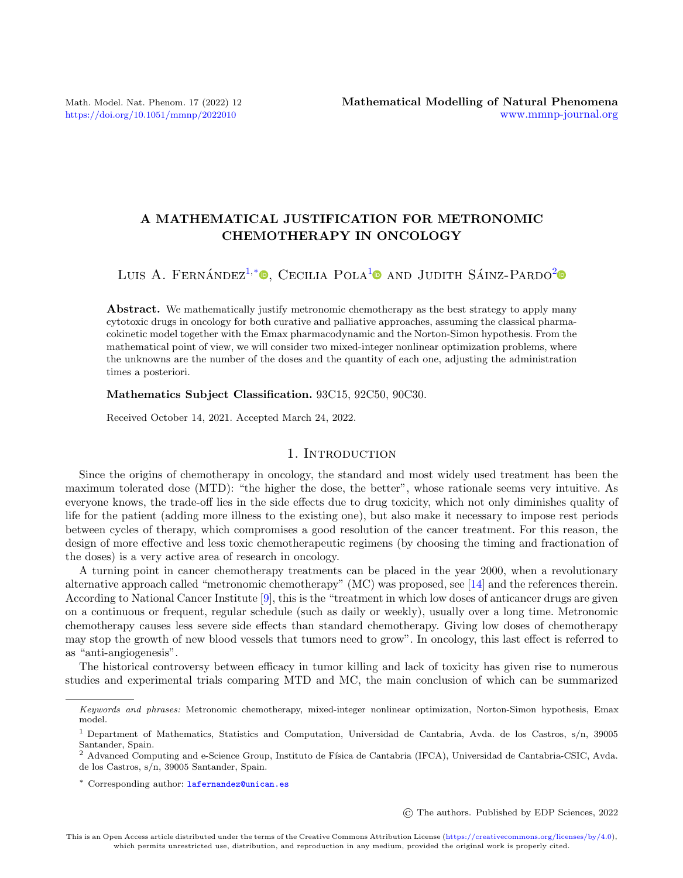# A MATHEMATICAL JUSTIFICATION FOR METRONOMIC CHEMOTHERAPY IN ONCOLOGY

Luis A. Fernández[1,*], Cecilia Pola[1] and Judith Sáinz-Pardo[2]

**Abstract.** We mathematically justify metronomic chemotherapy as the best strategy to apply many cytotoxic drugs in oncology for both curative and palliative approaches, assuming the classical pharmacokinetic model together with the Emax pharmacodynamic and the Norton-Simon hypothesis. From the mathematical point of view, we will consider two mixed-integer nonlinear optimization problems, where the unknowns are the number of the doses and the quantity of each one, adjusting the administration times a posteriori.

**Mathematics Subject Classification.** 93C15, 92C50, 90C30.

Received October 14, 2021. Accepted March 24, 2022.

## 1. Introduction

Since the origins of chemotherapy in oncology, the standard and most widely used treatment has been the maximum tolerated dose (MTD): "the higher the dose, the better", whose rationale seems very intuitive. As everyone knows, the trade-off lies in the side effects due to drug toxicity, which not only diminishes quality of life for the patient (adding more illness to the existing one), but also make it necessary to impose rest periods between cycles of therapy, which compromises a good resolution of the cancer treatment. For this reason, the design of more effective and less toxic chemotherapeutic regimens (by choosing the timing and fractionation of the doses) is a very active area of research in oncology.

A turning point in cancer chemotherapy treatments can be placed in the year 2000, when a revolutionary alternative approach called "metronomic chemotherapy" (MC) was proposed, see [14] and the references therein. According to National Cancer Institute [9], this is the "treatment in which low doses of anticancer drugs are given on a continuous or frequent, regular schedule (such as daily or weekly), usually over a long time. Metronomic chemotherapy causes less severe side effects than standard chemotherapy. Giving low doses of chemotherapy may stop the growth of new blood vessels that tumors need to grow". In oncology, this last effect is referred to as "anti-angiogenesis".

The historical controversy between efficacy in tumor killing and lack of toxicity has given rise to numerous studies and experimental trials comparing MTD and MC, the main conclusion of which can be summarized

---

*Keywords and phrases:* Metronomic chemotherapy, mixed-integer nonlinear optimization, Norton-Simon hypothesis, Emax model.

[1] Department of Mathematics, Statistics and Computation, Universidad de Cantabria, Avda. de los Castros, s/n, 39005 Santander, Spain.

[2] Advanced Computing and e-Science Group, Instituto de Física de Cantabria (IFCA), Universidad de Cantabria-CSIC, Avda. de los Castros, s/n, 39005 Santander, Spain.

[*] Corresponding author: lafernandez@unican.es

© The authors. Published by EDP Sciences, 2022

This is an Open Access article distributed under the terms of the Creative Commons Attribution License (https://creativecommons.org/licenses/by/4.0), which permits unrestricted use, distribution, and reproduction in any medium, provided the original work is properly cited.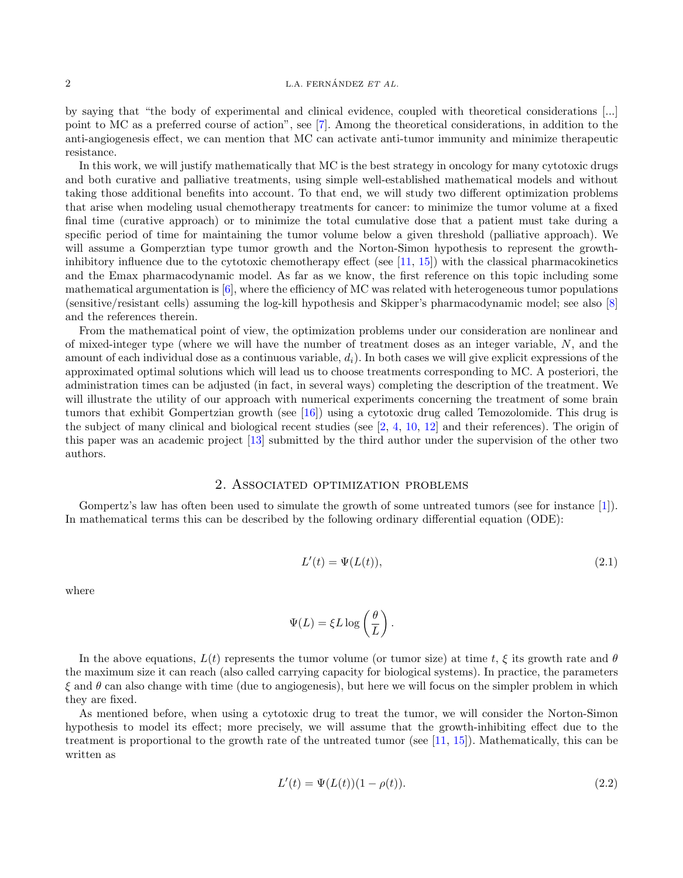by saying that "the body of experimental and clinical evidence, coupled with theoretical considerations [...] point to MC as a preferred course of action", see [7]. Among the theoretical considerations, in addition to the anti-angiogenesis effect, we can mention that MC can activate anti-tumor immunity and minimize therapeutic resistance.

In this work, we will justify mathematically that MC is the best strategy in oncology for many cytotoxic drugs and both curative and palliative treatments, using simple well-established mathematical models and without taking those additional benefits into account. To that end, we will study two different optimization problems that arise when modeling usual chemotherapy treatments for cancer: to minimize the tumor volume at a fixed final time (curative approach) or to minimize the total cumulative dose that a patient must take during a specific period of time for maintaining the tumor volume below a given threshold (palliative approach). We will assume a Gomperztian type tumor growth and the Norton-Simon hypothesis to represent the growth-inhibitory influence due to the cytotoxic chemotherapy effect (see [11, 15]) with the classical pharmacokinetics and the Emax pharmacodynamic model. As far as we know, the first reference on this topic including some mathematical argumentation is [6], where the efficiency of MC was related with heterogeneous tumor populations (sensitive/resistant cells) assuming the log-kill hypothesis and Skipper's pharmacodynamic model; see also [8] and the references therein.

From the mathematical point of view, the optimization problems under our consideration are nonlinear and of mixed-integer type (where we will have the number of treatment doses as an integer variable, $N$, and the amount of each individual dose as a continuous variable, $d_i$). In both cases we will give explicit expressions of the approximated optimal solutions which will lead us to choose treatments corresponding to MC. A posteriori, the administration times can be adjusted (in fact, in several ways) completing the description of the treatment. We will illustrate the utility of our approach with numerical experiments concerning the treatment of some brain tumors that exhibit Gompertzian growth (see [16]) using a cytotoxic drug called Temozolomide. This drug is the subject of many clinical and biological recent studies (see [2, 4, 10, 12] and their references). The origin of this paper was an academic project [13] submitted by the third author under the supervision of the other two authors.

## 2. Associated optimization problems

Gompertz's law has often been used to simulate the growth of some untreated tumors (see for instance [1]). In mathematical terms this can be described by the following ordinary differential equation (ODE):

$$L'(t) = \Psi(L(t)), \tag{2.1}$$

where

$$\Psi(L) = \xi L \log\left(\frac{\theta}{L}\right).$$

In the above equations, $L(t)$ represents the tumor volume (or tumor size) at time $t$, $\xi$ its growth rate and $\theta$ the maximum size it can reach (also called carrying capacity for biological systems). In practice, the parameters $\xi$ and $\theta$ can also change with time (due to angiogenesis), but here we will focus on the simpler problem in which they are fixed.

As mentioned before, when using a cytotoxic drug to treat the tumor, we will consider the Norton-Simon hypothesis to model its effect; more precisely, we will assume that the growth-inhibiting effect due to the treatment is proportional to the growth rate of the untreated tumor (see [11, 15]). Mathematically, this can be written as

$$L'(t) = \Psi(L(t))(1 - \rho(t)). \tag{2.2}$$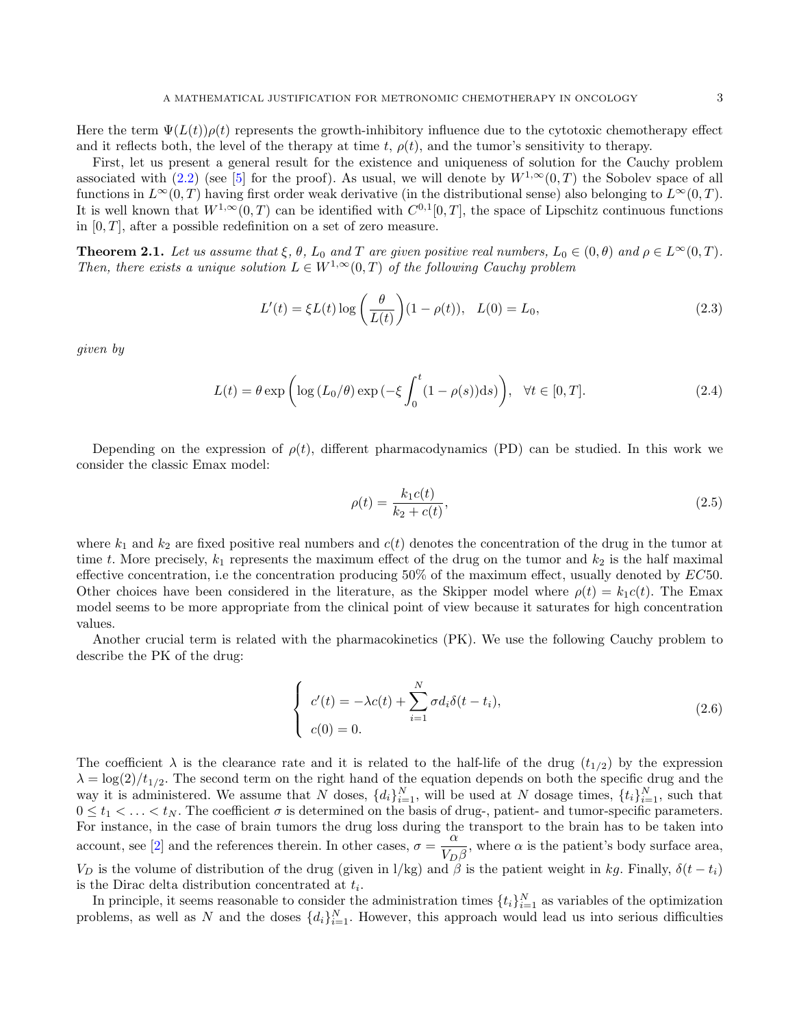Here the term $\Psi(L(t))\rho(t)$ represents the growth-inhibitory influence due to the cytotoxic chemotherapy effect and it reflects both, the level of the therapy at time $t$, $\rho(t)$, and the tumor's sensitivity to therapy.

First, let us present a general result for the existence and uniqueness of solution for the Cauchy problem associated with (2.2) (see [5] for the proof). As usual, we will denote by $W^{1,\infty}(0,T)$ the Sobolev space of all functions in $L^\infty(0,T)$ having first order weak derivative (in the distributional sense) also belonging to $L^\infty(0,T)$. It is well known that $W^{1,\infty}(0,T)$ can be identified with $C^{0,1}[0,T]$, the space of Lipschitz continuous functions in $[0,T]$, after a possible redefinition on a set of zero measure.

**Theorem 2.1.** *Let us assume that $\xi$, $\theta$, $L_0$ and $T$ are given positive real numbers, $L_0 \in (0,\theta)$ and $\rho \in L^\infty(0,T)$. Then, there exists a unique solution $L \in W^{1,\infty}(0,T)$ of the following Cauchy problem*

$$L'(t) = \xi L(t) \log\left(\frac{\theta}{L(t)}\right)(1-\rho(t)), \quad L(0) = L_0, \tag{2.3}$$

*given by*

$$L(t) = \theta \exp\left(\log\left(L_0/\theta\right) \exp\left(-\xi \int_0^t (1-\rho(s))\mathrm{d}s\right)\right), \quad \forall t \in [0,T]. \tag{2.4}$$

Depending on the expression of $\rho(t)$, different pharmacodynamics (PD) can be studied. In this work we consider the classic Emax model:

$$\rho(t) = \frac{k_1 c(t)}{k_2 + c(t)}, \tag{2.5}$$

where $k_1$ and $k_2$ are fixed positive real numbers and $c(t)$ denotes the concentration of the drug in the tumor at time $t$. More precisely, $k_1$ represents the maximum effect of the drug on the tumor and $k_2$ is the half maximal effective concentration, i.e the concentration producing 50% of the maximum effect, usually denoted by $EC50$. Other choices have been considered in the literature, as the Skipper model where $\rho(t) = k_1 c(t)$. The Emax model seems to be more appropriate from the clinical point of view because it saturates for high concentration values.

Another crucial term is related with the pharmacokinetics (PK). We use the following Cauchy problem to describe the PK of the drug:

$$\begin{cases} c'(t) = -\lambda c(t) + \displaystyle\sum_{i=1}^{N} \sigma d_i \delta(t - t_i), \\ c(0) = 0. \end{cases} \tag{2.6}$$

The coefficient $\lambda$ is the clearance rate and it is related to the half-life of the drug ($t_{1/2}$) by the expression $\lambda = \log(2)/t_{1/2}$. The second term on the right hand of the equation depends on both the specific drug and the way it is administered. We assume that $N$ doses, $\{d_i\}_{i=1}^N$, will be used at $N$ dosage times, $\{t_i\}_{i=1}^N$, such that $0 \le t_1 < \ldots < t_N$. The coefficient $\sigma$ is determined on the basis of drug-, patient- and tumor-specific parameters. For instance, in the case of brain tumors the drug loss during the transport to the brain has to be taken into account, see [2] and the references therein. In other cases, $\sigma = \dfrac{\alpha}{V_D \beta}$, where $\alpha$ is the patient's body surface area, $V_D$ is the volume of distribution of the drug (given in l/kg) and $\beta$ is the patient weight in $kg$. Finally, $\delta(t - t_i)$ is the Dirac delta distribution concentrated at $t_i$.

In principle, it seems reasonable to consider the administration times $\{t_i\}_{i=1}^N$ as variables of the optimization problems, as well as $N$ and the doses $\{d_i\}_{i=1}^N$. However, this approach would lead us into serious difficulties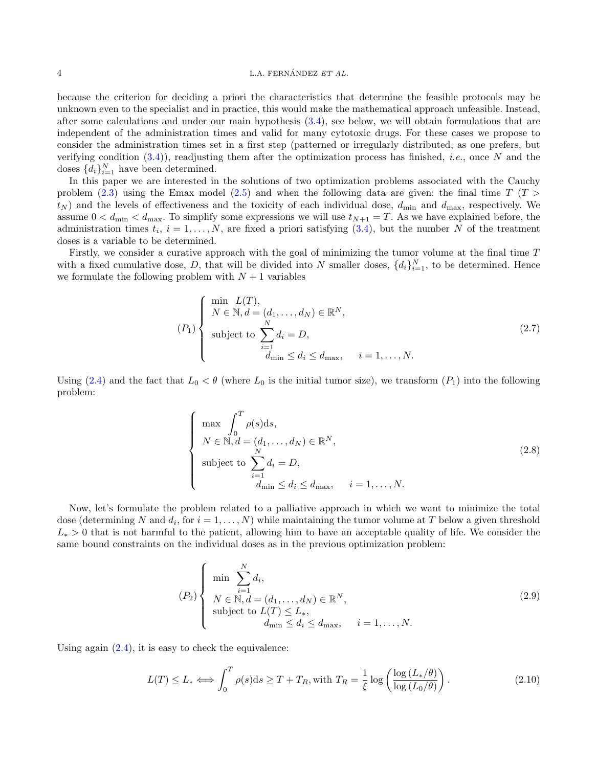because the criterion for deciding a priori the characteristics that determine the feasible protocols may be unknown even to the specialist and in practice, this would make the mathematical approach unfeasible. Instead, after some calculations and under our main hypothesis (3.4), see below, we will obtain formulations that are independent of the administration times and valid for many cytotoxic drugs. For these cases we propose to consider the administration times set in a first step (patterned or irregularly distributed, as one prefers, but verifying condition (3.4)), readjusting them after the optimization process has finished, *i.e.*, once $N$ and the doses $\{d_i\}_{i=1}^N$ have been determined.

In this paper we are interested in the solutions of two optimization problems associated with the Cauchy problem (2.3) using the Emax model (2.5) and when the following data are given: the final time $T$ ($T > t_N$) and the levels of effectiveness and the toxicity of each individual dose, $d_{\min}$ and $d_{\max}$, respectively. We assume $0 < d_{\min} < d_{\max}$. To simplify some expressions we will use $t_{N+1} = T$. As we have explained before, the administration times $t_i$, $i = 1, \dots, N$, are fixed a priori satisfying (3.4), but the number $N$ of the treatment doses is a variable to be determined.

Firstly, we consider a curative approach with the goal of minimizing the tumor volume at the final time $T$ with a fixed cumulative dose, $D$, that will be divided into $N$ smaller doses, $\{d_i\}_{i=1}^N$, to be determined. Hence we formulate the following problem with $N + 1$ variables

$$(P_1)\begin{cases} \min \ L(T), \\ N \in \mathbb{N}, d = (d_1, \dots, d_N) \in \mathbb{R}^N, \\ \text{subject to } \displaystyle\sum_{i=1}^N d_i = D, \\ \qquad\qquad d_{\min} \leq d_i \leq d_{\max}, \quad i = 1, \dots, N. \end{cases} \tag{2.7}$$

Using (2.4) and the fact that $L_0 < \theta$ (where $L_0$ is the initial tumor size), we transform $(P_1)$ into the following problem:

$$\begin{cases} \max \ \displaystyle\int_0^T \rho(s)\mathrm{d}s, \\ N \in \mathbb{N}, d = (d_1, \dots, d_N) \in \mathbb{R}^N, \\ \text{subject to } \displaystyle\sum_{i=1}^N d_i = D, \\ \qquad\qquad d_{\min} \leq d_i \leq d_{\max}, \quad i = 1, \dots, N. \end{cases} \tag{2.8}$$

Now, let's formulate the problem related to a palliative approach in which we want to minimize the total dose (determining $N$ and $d_i$, for $i = 1, \dots, N$) while maintaining the tumor volume at $T$ below a given threshold $L_* > 0$ that is not harmful to the patient, allowing him to have an acceptable quality of life. We consider the same bound constraints on the individual doses as in the previous optimization problem:

$$(P_2)\begin{cases} \min \ \displaystyle\sum_{i=1}^N d_i, \\ N \in \mathbb{N}, d = (d_1, \dots, d_N) \in \mathbb{R}^N, \\ \text{subject to } L(T) \leq L_*, \\ \qquad\qquad d_{\min} \leq d_i \leq d_{\max}, \quad i = 1, \dots, N. \end{cases} \tag{2.9}$$

Using again (2.4), it is easy to check the equivalence:

$$L(T) \leq L_* \iff \int_0^T \rho(s)\mathrm{d}s \geq T + T_R, \text{with } T_R = \frac{1}{\xi} \log\left(\frac{\log(L_*/\theta)}{\log(L_0/\theta)}\right). \tag{2.10}$$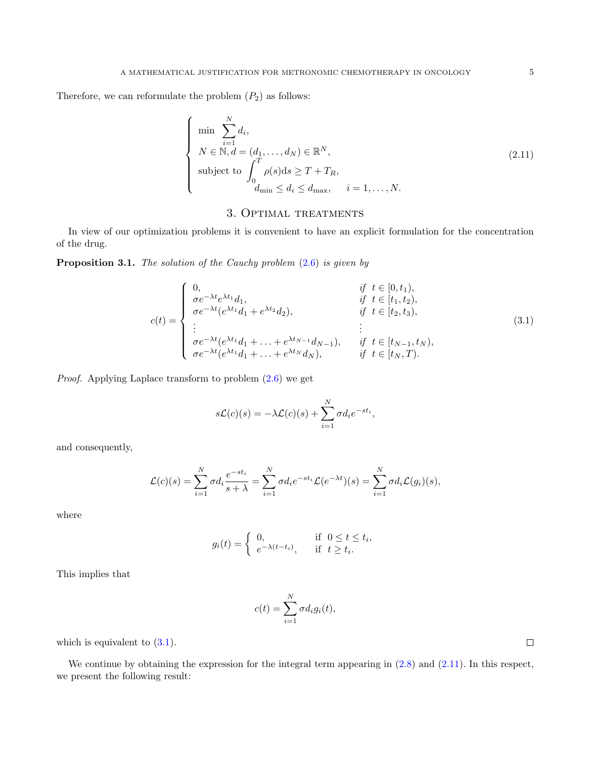Therefore, we can reformulate the problem $(P_2)$ as follows:

$$
\left\{
\begin{array}{l}
\min \ \displaystyle\sum_{i=1}^{N} d_i, \\
N \in \mathbb{N}, d = (d_1, \ldots, d_N) \in \mathbb{R}^N, \\
\text{subject to } \displaystyle\int_0^T \rho(s)\mathrm{d}s \geq T + T_R, \\
\qquad\qquad d_{\min} \leq d_i \leq d_{\max}, \qquad i = 1, \ldots, N.
\end{array}
\right. \tag{2.11}
$$

## 3. Optimal treatments

In view of our optimization problems it is convenient to have an explicit formulation for the concentration of the drug.

**Proposition 3.1.** *The solution of the Cauchy problem* (2.6) *is given by*

$$
c(t) = \left\{
\begin{array}{ll}
0, & \textit{if } \ t \in [0, t_1), \\
\sigma e^{-\lambda t} e^{\lambda t_1} d_1, & \textit{if } \ t \in [t_1, t_2), \\
\sigma e^{-\lambda t} (e^{\lambda t_1} d_1 + e^{\lambda t_2} d_2), & \textit{if } \ t \in [t_2, t_3), \\
\vdots & \vdots \\
\sigma e^{-\lambda t} (e^{\lambda t_1} d_1 + \ldots + e^{\lambda t_{N-1}} d_{N-1}), & \textit{if } \ t \in [t_{N-1}, t_N), \\
\sigma e^{-\lambda t} (e^{\lambda t_1} d_1 + \ldots + e^{\lambda t_N} d_N), & \textit{if } \ t \in [t_N, T).
\end{array}
\right. \tag{3.1}
$$

*Proof.* Applying Laplace transform to problem (2.6) we get

$$
s\mathcal{L}(c)(s) = -\lambda \mathcal{L}(c)(s) + \sum_{i=1}^{N} \sigma d_i e^{-st_i},
$$

and consequently,

$$
\mathcal{L}(c)(s) = \sum_{i=1}^{N} \sigma d_i \frac{e^{-st_i}}{s + \lambda} = \sum_{i=1}^{N} \sigma d_i e^{-st_i} \mathcal{L}(e^{-\lambda t})(s) = \sum_{i=1}^{N} \sigma d_i \mathcal{L}(g_i)(s),
$$

where

$$
g_i(t) = \left\{
\begin{array}{ll}
0, & \text{if } \ 0 \leq t \leq t_i, \\
e^{-\lambda(t - t_i)}, & \text{if } \ t \geq t_i.
\end{array}
\right.
$$

This implies that

$$
c(t) = \sum_{i=1}^{N} \sigma d_i g_i(t),
$$

which is equivalent to (3.1). ◻

We continue by obtaining the expression for the integral term appearing in (2.8) and (2.11). In this respect, we present the following result: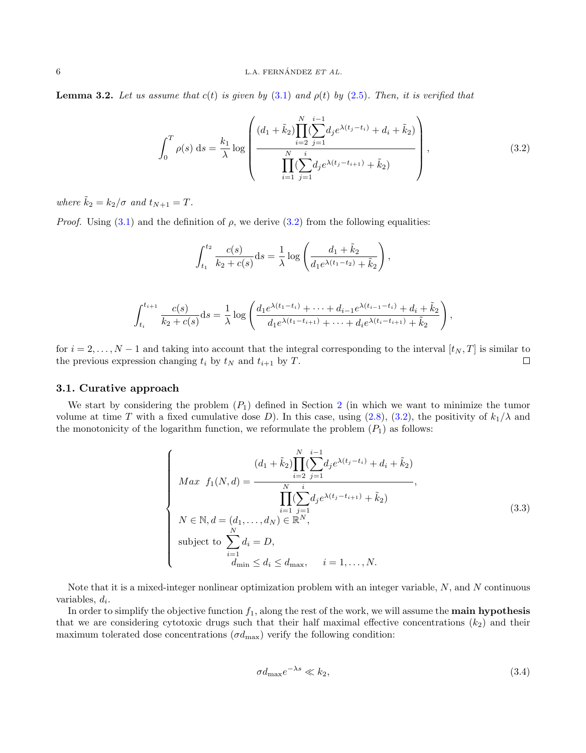**Lemma 3.2.** *Let us assume that* $c(t)$ *is given by* (3.1) *and* $\rho(t)$ *by* (2.5)*. Then, it is verified that*

$$
\int_0^T \rho(s)\,\mathrm{d}s = \frac{k_1}{\lambda} \log \left( \frac{(d_1 + \tilde{k}_2) \prod_{i=2}^{N} (\sum_{j=1}^{i-1} d_j e^{\lambda(t_j - t_i)} + d_i + \tilde{k}_2)}{\prod_{i=1}^{N} (\sum_{j=1}^{i} d_j e^{\lambda(t_j - t_{i+1})} + \tilde{k}_2)} \right), \tag{3.2}
$$

*where* $\tilde{k}_2 = k_2/\sigma$ *and* $t_{N+1} = T$.

*Proof.* Using (3.1) and the definition of $\rho$, we derive (3.2) from the following equalities:

$$
\int_{t_1}^{t_2} \frac{c(s)}{k_2 + c(s)} \mathrm{d}s = \frac{1}{\lambda} \log \left( \frac{d_1 + \tilde{k}_2}{d_1 e^{\lambda(t_1 - t_2)} + \tilde{k}_2} \right),
$$

$$
\int_{t_i}^{t_{i+1}} \frac{c(s)}{k_2 + c(s)} \mathrm{d}s = \frac{1}{\lambda} \log \left( \frac{d_1 e^{\lambda(t_1 - t_i)} + \cdots + d_{i-1} e^{\lambda(t_{i-1} - t_i)} + d_i + \tilde{k}_2}{d_1 e^{\lambda(t_1 - t_{i+1})} + \cdots + d_i e^{\lambda(t_i - t_{i+1})} + \tilde{k}_2} \right),
$$

for $i = 2, \ldots, N-1$ and taking into account that the integral corresponding to the interval $[t_N, T]$ is similar to the previous expression changing $t_i$ by $t_N$ and $t_{i+1}$ by $T$. □

### 3.1. Curative approach

We start by considering the problem $(P_1)$ defined in Section 2 (in which we want to minimize the tumor volume at time $T$ with a fixed cumulative dose $D$). In this case, using (2.8), (3.2), the positivity of $k_1/\lambda$ and the monotonicity of the logarithm function, we reformulate the problem $(P_1)$ as follows:

$$
\begin{cases}
Max \;\; f_1(N, d) = \dfrac{(d_1 + \tilde{k}_2) \prod_{i=2}^{N} (\sum_{j=1}^{i-1} d_j e^{\lambda(t_j - t_i)} + d_i + \tilde{k}_2)}{\prod_{i=1}^{N} (\sum_{j=1}^{i} d_j e^{\lambda(t_j - t_{i+1})} + \tilde{k}_2)}, \\
N \in \mathbb{N}, d = (d_1, \ldots, d_N) \in \mathbb{R}^N, \\
\text{subject to } \sum_{i=1}^{N} d_i = D, \\
\qquad d_{\min} \leq d_i \leq d_{\max}, \quad i = 1, \ldots, N.
\end{cases} \tag{3.3}
$$

Note that it is a mixed-integer nonlinear optimization problem with an integer variable, $N$, and $N$ continuous variables, $d_i$.

In order to simplify the objective function $f_1$, along the rest of the work, we will assume the **main hypothesis** that we are considering cytotoxic drugs such that their half maximal effective concentrations ($k_2$) and their maximum tolerated dose concentrations ($\sigma d_{\max}$) verify the following condition:

$$
\sigma d_{\max} e^{-\lambda s} \ll k_2, \tag{3.4}
$$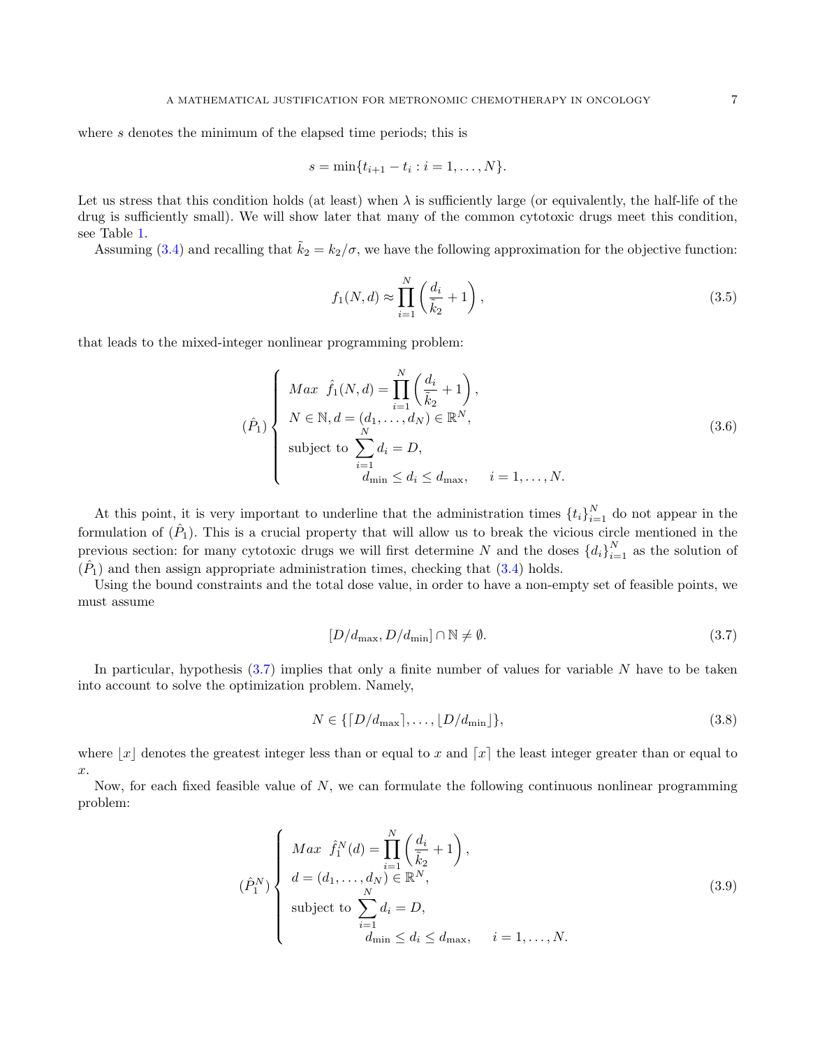where $s$ denotes the minimum of the elapsed time periods; this is

$$s = \min\{t_{i+1} - t_i : i = 1, \dots, N\}.$$

Let us stress that this condition holds (at least) when $\lambda$ is sufficiently large (or equivalently, the half-life of the drug is sufficiently small). We will show later that many of the common cytotoxic drugs meet this condition, see Table 1.

Assuming (3.4) and recalling that $\tilde{k}_2 = k_2/\sigma$, we have the following approximation for the objective function:

$$f_1(N, d) \approx \prod_{i=1}^{N} \left( \frac{d_i}{\tilde{k}_2} + 1 \right), \tag{3.5}$$

that leads to the mixed-integer nonlinear programming problem:

$$(\hat{P}_1) \begin{cases} Max \;\; \hat{f}_1(N, d) = \displaystyle\prod_{i=1}^{N} \left( \frac{d_i}{\tilde{k}_2} + 1 \right), \\ N \in \mathbb{N}, d = (d_1, \dots, d_N) \in \mathbb{R}^N, \\ \text{subject to } \displaystyle\sum_{i=1}^{N} d_i = D, \\ \qquad\qquad d_{\min} \le d_i \le d_{\max}, \quad\; i = 1, \dots, N. \end{cases} \tag{3.6}$$

At this point, it is very important to underline that the administration times $\{t_i\}_{i=1}^N$ do not appear in the formulation of $(\hat{P}_1)$. This is a crucial property that will allow us to break the vicious circle mentioned in the previous section: for many cytotoxic drugs we will first determine $N$ and the doses $\{d_i\}_{i=1}^N$ as the solution of $(\hat{P}_1)$ and then assign appropriate administration times, checking that (3.4) holds.

Using the bound constraints and the total dose value, in order to have a non-empty set of feasible points, we must assume

$$[D/d_{\max}, D/d_{\min}] \cap \mathbb{N} \neq \emptyset. \tag{3.7}$$

In particular, hypothesis (3.7) implies that only a finite number of values for variable $N$ have to be taken into account to solve the optimization problem. Namely,

$$N \in \{\lceil D/d_{\max} \rceil, \dots, \lfloor D/d_{\min} \rfloor\}, \tag{3.8}$$

where $\lfloor x \rfloor$ denotes the greatest integer less than or equal to $x$ and $\lceil x \rceil$ the least integer greater than or equal to $x$.

Now, for each fixed feasible value of $N$, we can formulate the following continuous nonlinear programming problem:

$$(\hat{P}_1^N) \begin{cases} Max \;\; \hat{f}_1^N(d) = \displaystyle\prod_{i=1}^{N} \left( \frac{d_i}{\tilde{k}_2} + 1 \right), \\ d = (d_1, \dots, d_N) \in \mathbb{R}^N, \\ \text{subject to } \displaystyle\sum_{i=1}^{N} d_i = D, \\ \qquad\qquad d_{\min} \le d_i \le d_{\max}, \quad\; i = 1, \dots, N. \end{cases} \tag{3.9}$$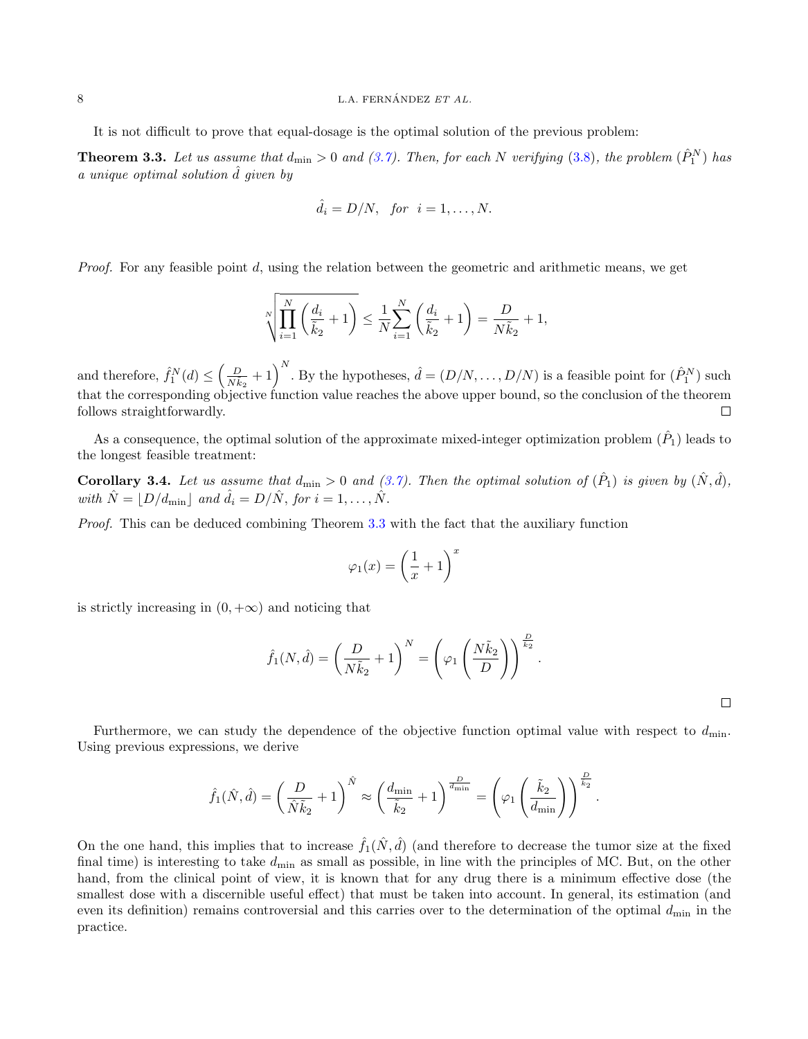It is not difficult to prove that equal-dosage is the optimal solution of the previous problem:

**Theorem 3.3.** *Let us assume that $d_{\min} > 0$ and (3.7). Then, for each $N$ verifying (3.8), the problem $(\hat{P}_1^N)$ has a unique optimal solution $\hat{d}$ given by*

$$\hat{d}_i = D/N, \quad \textit{for} \quad i = 1, \ldots, N.$$

*Proof.* For any feasible point $d$, using the relation between the geometric and arithmetic means, we get

$$\sqrt[N]{\prod_{i=1}^{N} \left( \frac{d_i}{\tilde{k}_2} + 1 \right)} \le \frac{1}{N} \sum_{i=1}^{N} \left( \frac{d_i}{\tilde{k}_2} + 1 \right) = \frac{D}{N\tilde{k}_2} + 1,$$

and therefore, $\hat{f}_1^N(d) \le \left( \frac{D}{N\tilde{k}_2} + 1 \right)^N$. By the hypotheses, $\hat{d} = (D/N, \ldots, D/N)$ is a feasible point for $(\hat{P}_1^N)$ such that the corresponding objective function value reaches the above upper bound, so the conclusion of the theorem follows straightforwardly. $\square$

As a consequence, the optimal solution of the approximate mixed-integer optimization problem $(\hat{P}_1)$ leads to the longest feasible treatment:

**Corollary 3.4.** *Let us assume that $d_{\min} > 0$ and (3.7). Then the optimal solution of $(\hat{P}_1)$ is given by $(\hat{N}, \hat{d})$, with $\hat{N} = \lfloor D/d_{\min} \rfloor$ and $\hat{d}_i = D/\hat{N}$, for $i = 1, \ldots, \hat{N}$.*

*Proof.* This can be deduced combining Theorem 3.3 with the fact that the auxiliary function

$$\varphi_1(x) = \left( \frac{1}{x} + 1 \right)^x$$

is strictly increasing in $(0, +\infty)$ and noticing that

$$\hat{f}_1(N, \hat{d}) = \left( \frac{D}{N\tilde{k}_2} + 1 \right)^N = \left( \varphi_1 \left( \frac{N\tilde{k}_2}{D} \right) \right)^{\frac{D}{\tilde{k}_2}}.$$

$\square$

Furthermore, we can study the dependence of the objective function optimal value with respect to $d_{\min}$. Using previous expressions, we derive

$$\hat{f}_1(\hat{N}, \hat{d}) = \left( \frac{D}{\hat{N}\tilde{k}_2} + 1 \right)^{\hat{N}} \approx \left( \frac{d_{\min}}{\tilde{k}_2} + 1 \right)^{\frac{D}{d_{\min}}} = \left( \varphi_1 \left( \frac{\tilde{k}_2}{d_{\min}} \right) \right)^{\frac{D}{\tilde{k}_2}}.$$

On the one hand, this implies that to increase $\hat{f}_1(\hat{N}, \hat{d})$ (and therefore to decrease the tumor size at the fixed final time) is interesting to take $d_{\min}$ as small as possible, in line with the principles of MC. But, on the other hand, from the clinical point of view, it is known that for any drug there is a minimum effective dose (the smallest dose with a discernible useful effect) that must be taken into account. In general, its estimation (and even its definition) remains controversial and this carries over to the determination of the optimal $d_{\min}$ in the practice.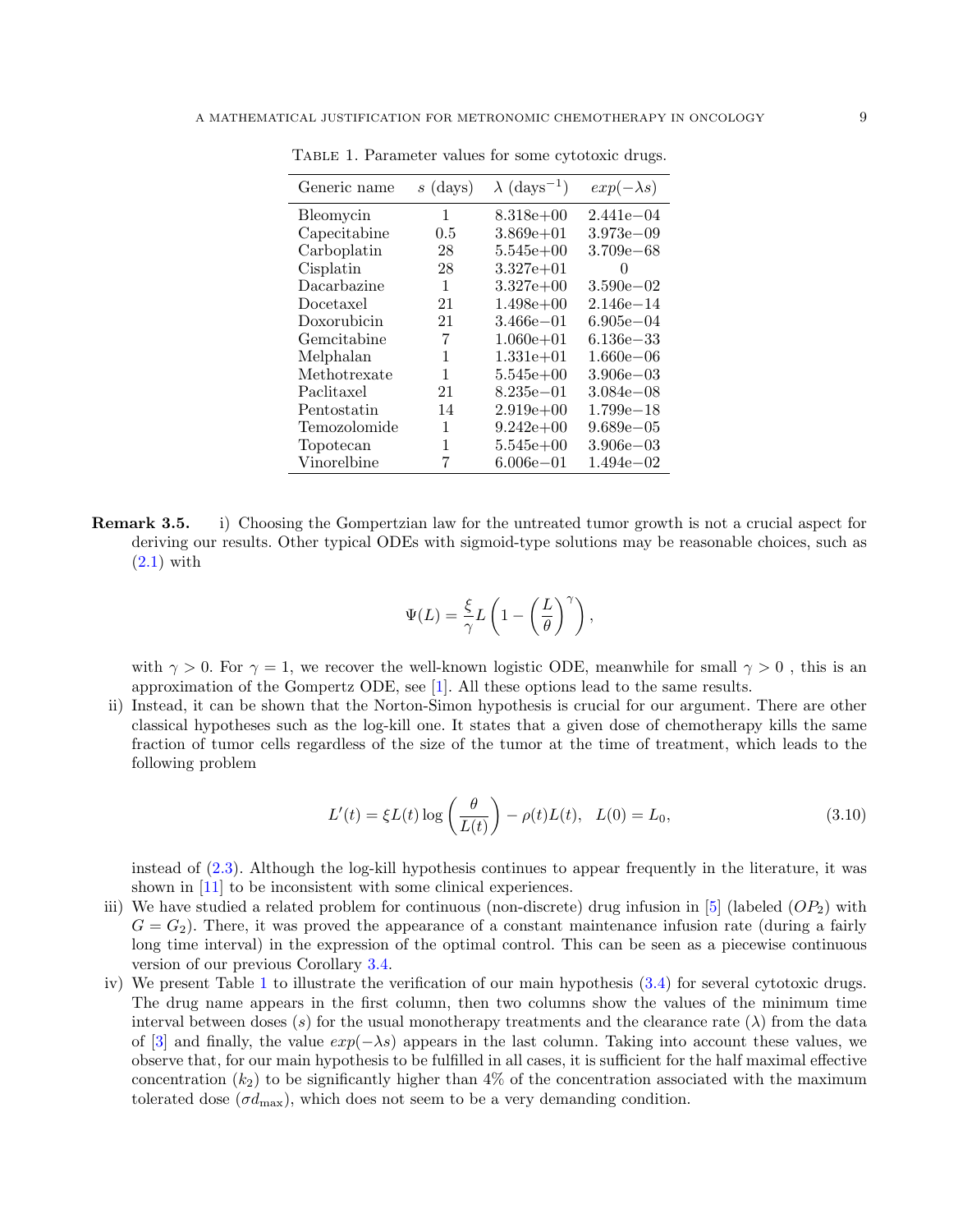Table 1. Parameter values for some cytotoxic drugs.

| Generic name | $s$ (days) | $\lambda$ (days$^{-1}$) | $exp(-\lambda s)$ |
|---|---|---|---|
| Bleomycin | 1 | 8.318e+00 | 2.441e−04 |
| Capecitabine | 0.5 | 3.869e+01 | 3.973e−09 |
| Carboplatin | 28 | 5.545e+00 | 3.709e−68 |
| Cisplatin | 28 | 3.327e+01 | 0 |
| Dacarbazine | 1 | 3.327e+00 | 3.590e−02 |
| Docetaxel | 21 | 1.498e+00 | 2.146e−14 |
| Doxorubicin | 21 | 3.466e−01 | 6.905e−04 |
| Gemcitabine | 7 | 1.060e+01 | 6.136e−33 |
| Melphalan | 1 | 1.331e+01 | 1.660e−06 |
| Methotrexate | 1 | 5.545e+00 | 3.906e−03 |
| Paclitaxel | 21 | 8.235e−01 | 3.084e−08 |
| Pentostatin | 14 | 2.919e+00 | 1.799e−18 |
| Temozolomide | 1 | 9.242e+00 | 9.689e−05 |
| Topotecan | 1 | 5.545e+00 | 3.906e−03 |
| Vinorelbine | 7 | 6.006e−01 | 1.494e−02 |

**Remark 3.5.** i) Choosing the Gompertzian law for the untreated tumor growth is not a crucial aspect for deriving our results. Other typical ODEs with sigmoid-type solutions may be reasonable choices, such as (2.1) with

$$\Psi(L) = \frac{\xi}{\gamma} L \left(1 - \left(\frac{L}{\theta}\right)^{\gamma}\right),$$

with $\gamma > 0$. For $\gamma = 1$, we recover the well-known logistic ODE, meanwhile for small $\gamma > 0$ , this is an approximation of the Gompertz ODE, see [1]. All these options lead to the same results.

ii) Instead, it can be shown that the Norton-Simon hypothesis is crucial for our argument. There are other classical hypotheses such as the log-kill one. It states that a given dose of chemotherapy kills the same fraction of tumor cells regardless of the size of the tumor at the time of treatment, which leads to the following problem

$$L'(t) = \xi L(t) \log\left(\frac{\theta}{L(t)}\right) - \rho(t) L(t), \quad L(0) = L_0, \tag{3.10}$$

instead of (2.3). Although the log-kill hypothesis continues to appear frequently in the literature, it was shown in [11] to be inconsistent with some clinical experiences.

iii) We have studied a related problem for continuous (non-discrete) drug infusion in [5] (labeled $(OP_2)$ with $G = G_2$). There, it was proved the appearance of a constant maintenance infusion rate (during a fairly long time interval) in the expression of the optimal control. This can be seen as a piecewise continuous version of our previous Corollary 3.4.

iv) We present Table 1 to illustrate the verification of our main hypothesis (3.4) for several cytotoxic drugs. The drug name appears in the first column, then two columns show the values of the minimum time interval between doses ($s$) for the usual monotherapy treatments and the clearance rate ($\lambda$) from the data of [3] and finally, the value $exp(-\lambda s)$ appears in the last column. Taking into account these values, we observe that, for our main hypothesis to be fulfilled in all cases, it is sufficient for the half maximal effective concentration ($k_2$) to be significantly higher than 4% of the concentration associated with the maximum tolerated dose ($\sigma d_{\max}$), which does not seem to be a very demanding condition.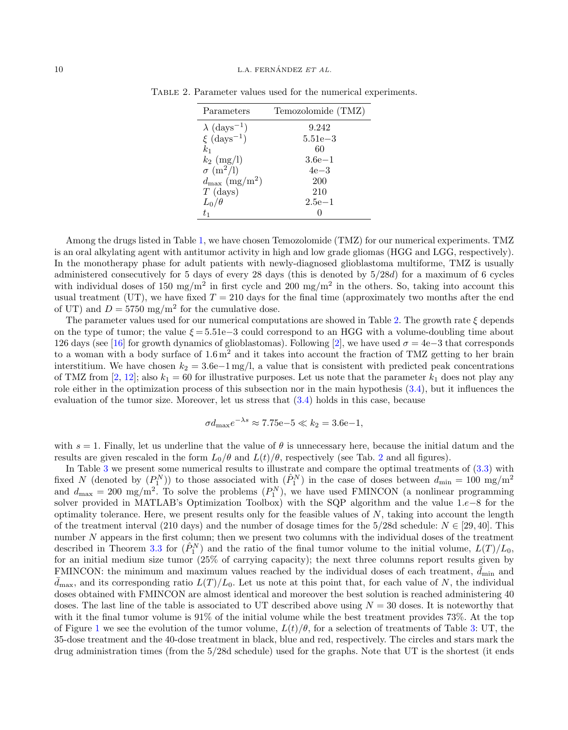Table 2. Parameter values used for the numerical experiments.

| Parameters | Temozolomide (TMZ) |
|---|---|
| $\lambda$ (days$^{-1}$) | 9.242 |
| $\xi$ (days$^{-1}$) | 5.51e−3 |
| $k_1$ | 60 |
| $k_2$ (mg/l) | 3.6e−1 |
| $\sigma$ (m$^2$/l) | 4e−3 |
| $d_{\max}$ (mg/m$^2$) | 200 |
| $T$ (days) | 210 |
| $L_0/\theta$ | 2.5e−1 |
| $t_1$ | 0 |

Among the drugs listed in Table 1, we have chosen Temozolomide (TMZ) for our numerical experiments. TMZ is an oral alkylating agent with antitumor activity in high and low grade gliomas (HGG and LGG, respectively). In the monotherapy phase for adult patients with newly-diagnosed glioblastoma multiforme, TMZ is usually administered consecutively for 5 days of every 28 days (this is denoted by $5/28d$) for a maximum of 6 cycles with individual doses of 150 mg/m$^2$ in first cycle and 200 mg/m$^2$ in the others. So, taking into account this usual treatment (UT), we have fixed $T = 210$ days for the final time (approximately two months after the end of UT) and $D = 5750$ mg/m$^2$ for the cumulative dose.

The parameter values used for our numerical computations are showed in Table 2. The growth rate $\xi$ depends on the type of tumor; the value $\xi = 5.51\text{e}{-3}$ could correspond to an HGG with a volume-doubling time about 126 days (see [16] for growth dynamics of glioblastomas). Following [2], we have used $\sigma = 4\text{e}{-3}$ that corresponds to a woman with a body surface of $1.6\,\text{m}^2$ and it takes into account the fraction of TMZ getting to her brain interstitium. We have chosen $k_2 = 3.6\text{e}{-1}\,\text{mg/l}$, a value that is consistent with predicted peak concentrations of TMZ from [2, 12]; also $k_1 = 60$ for illustrative purposes. Let us note that the parameter $k_1$ does not play any role either in the optimization process of this subsection nor in the main hypothesis (3.4), but it influences the evaluation of the tumor size. Moreover, let us stress that (3.4) holds in this case, because

$$\sigma d_{\max} e^{-\lambda s} \approx 7.75\text{e}{-5} \ll k_2 = 3.6\text{e}{-1},$$

with $s = 1$. Finally, let us underline that the value of $\theta$ is unnecessary here, because the initial datum and the results are given rescaled in the form $L_0/\theta$ and $L(t)/\theta$, respectively (see Tab. 2 and all figures).

In Table 3 we present some numerical results to illustrate and compare the optimal treatments of (3.3) with fixed $N$ (denoted by $(P_1^N)$) to those associated with $(\hat{P}_1^N)$ in the case of doses between $d_{\min} = 100$ mg/m$^2$ and $d_{\max} = 200$ mg/m$^2$. To solve the problems $(P_1^N)$, we have used FMINCON (a nonlinear programming solver provided in MATLAB's Optimization Toolbox) with the SQP algorithm and the value $1.e{-8}$ for the optimality tolerance. Here, we present results only for the feasible values of $N$, taking into account the length of the treatment interval (210 days) and the number of dosage times for the 5/28d schedule: $N \in [29, 40]$. This number $N$ appears in the first column; then we present two columns with the individual doses of the treatment described in Theorem 3.3 for $(\hat{P}_1^N)$ and the ratio of the final tumor volume to the initial volume, $L(T)/L_0$, for an initial medium size tumor (25% of carrying capacity); the next three columns report results given by FMINCON: the minimum and maximum values reached by the individual doses of each treatment, $\bar{d}_{\min}$ and $\bar{d}_{\max}$, and its corresponding ratio $L(T)/L_0$. Let us note at this point that, for each value of $N$, the individual doses obtained with FMINCON are almost identical and moreover the best solution is reached administering 40 doses. The last line of the table is associated to UT described above using $N = 30$ doses. It is noteworthy that with it the final tumor volume is 91% of the initial volume while the best treatment provides 73%. At the top of Figure 1 we see the evolution of the tumor volume, $L(t)/\theta$, for a selection of treatments of Table 3: UT, the 35-dose treatment and the 40-dose treatment in black, blue and red, respectively. The circles and stars mark the drug administration times (from the 5/28d schedule) used for the graphs. Note that UT is the shortest (it ends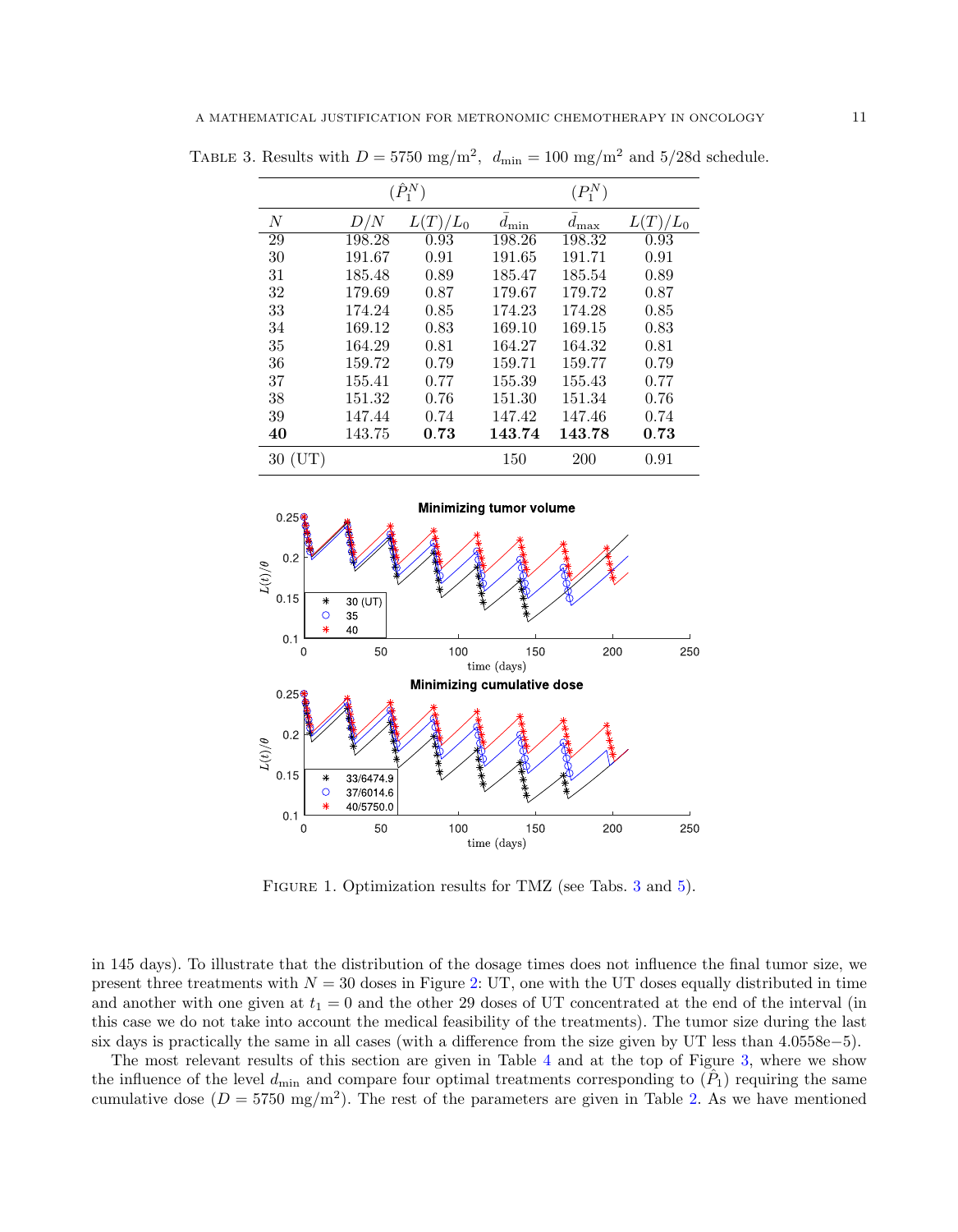Table 3. Results with $D = 5750$ mg/m$^2$, $d_{\min} = 100$ mg/m$^2$ and 5/28d schedule.

| | $(\hat{P}_1^N)$ | | $(P_1^N)$ | | |
|---|---|---|---|---|---|
| $N$ | $D/N$ | $L(T)/L_0$ | $\bar{d}_{\min}$ | $\bar{d}_{\max}$ | $L(T)/L_0$ |
| 29 | 198.28 | 0.93 | 198.26 | 198.32 | 0.93 |
| 30 | 191.67 | 0.91 | 191.65 | 191.71 | 0.91 |
| 31 | 185.48 | 0.89 | 185.47 | 185.54 | 0.89 |
| 32 | 179.69 | 0.87 | 179.67 | 179.72 | 0.87 |
| 33 | 174.24 | 0.85 | 174.23 | 174.28 | 0.85 |
| 34 | 169.12 | 0.83 | 169.10 | 169.15 | 0.83 |
| 35 | 164.29 | 0.81 | 164.27 | 164.32 | 0.81 |
| 36 | 159.72 | 0.79 | 159.71 | 159.77 | 0.79 |
| 37 | 155.41 | 0.77 | 155.39 | 155.43 | 0.77 |
| 38 | 151.32 | 0.76 | 151.30 | 151.34 | 0.76 |
| 39 | 147.44 | 0.74 | 147.42 | 147.46 | 0.74 |
| **40** | 143.75 | **0.73** | **143.74** | **143.78** | **0.73** |
| 30 (UT) | | | 150 | 200 | 0.91 |

Figure 1. Optimization results for TMZ (see Tabs. 3 and 5).

in 145 days). To illustrate that the distribution of the dosage times does not influence the final tumor size, we present three treatments with $N = 30$ doses in Figure 2: UT, one with the UT doses equally distributed in time and another with one given at $t_1 = 0$ and the other 29 doses of UT concentrated at the end of the interval (in this case we do not take into account the medical feasibility of the treatments). The tumor size during the last six days is practically the same in all cases (with a difference from the size given by UT less than 4.0558e−5).

The most relevant results of this section are given in Table 4 and at the top of Figure 3, where we show the influence of the level $d_{\min}$ and compare four optimal treatments corresponding to $(\hat{P}_1)$ requiring the same cumulative dose ($D = 5750$ mg/m$^2$). The rest of the parameters are given in Table 2. As we have mentioned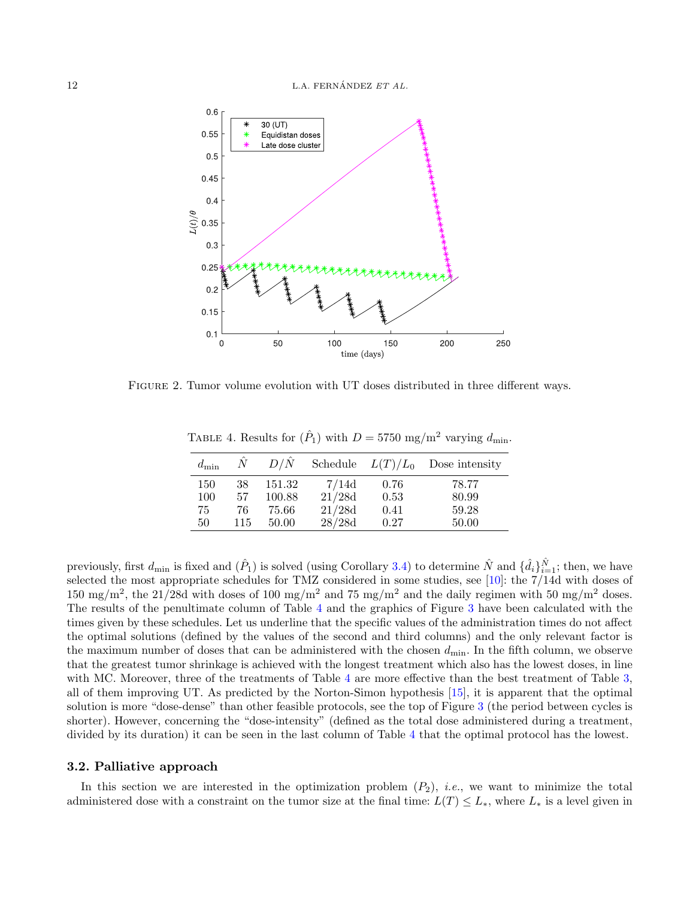FIGURE 2. Tumor volume evolution with UT doses distributed in three different ways.

TABLE 4. Results for $(\hat{P}_1)$ with $D = 5750$ mg/m$^2$ varying $d_{\min}$.

| $d_{\min}$ | $\hat{N}$ | $D/\hat{N}$ | Schedule | $L(T)/L_0$ | Dose intensity |
|---|---|---|---|---|---|
| 150 | 38 | 151.32 | 7/14d | 0.76 | 78.77 |
| 100 | 57 | 100.88 | 21/28d | 0.53 | 80.99 |
| 75 | 76 | 75.66 | 21/28d | 0.41 | 59.28 |
| 50 | 115 | 50.00 | 28/28d | 0.27 | 50.00 |

previously, first $d_{\min}$ is fixed and $(\hat{P}_1)$ is solved (using Corollary 3.4) to determine $\hat{N}$ and $\{\hat{d}_i\}_{i=1}^{\hat{N}}$; then, we have selected the most appropriate schedules for TMZ considered in some studies, see [10]: the 7/14d with doses of 150 mg/m$^2$, the 21/28d with doses of 100 mg/m$^2$ and 75 mg/m$^2$ and the daily regimen with 50 mg/m$^2$ doses. The results of the penultimate column of Table 4 and the graphics of Figure 3 have been calculated with the times given by these schedules. Let us underline that the specific values of the administration times do not affect the optimal solutions (defined by the values of the second and third columns) and the only relevant factor is the maximum number of doses that can be administered with the chosen $d_{\min}$. In the fifth column, we observe that the greatest tumor shrinkage is achieved with the longest treatment which also has the lowest doses, in line with MC. Moreover, three of the treatments of Table 4 are more effective than the best treatment of Table 3, all of them improving UT. As predicted by the Norton-Simon hypothesis [15], it is apparent that the optimal solution is more "dose-dense" than other feasible protocols, see the top of Figure 3 (the period between cycles is shorter). However, concerning the "dose-intensity" (defined as the total dose administered during a treatment, divided by its duration) it can be seen in the last column of Table 4 that the optimal protocol has the lowest.

### 3.2. Palliative approach

In this section we are interested in the optimization problem $(P_2)$, *i.e.*, we want to minimize the total administered dose with a constraint on the tumor size at the final time: $L(T) \leq L_*$, where $L_*$ is a level given in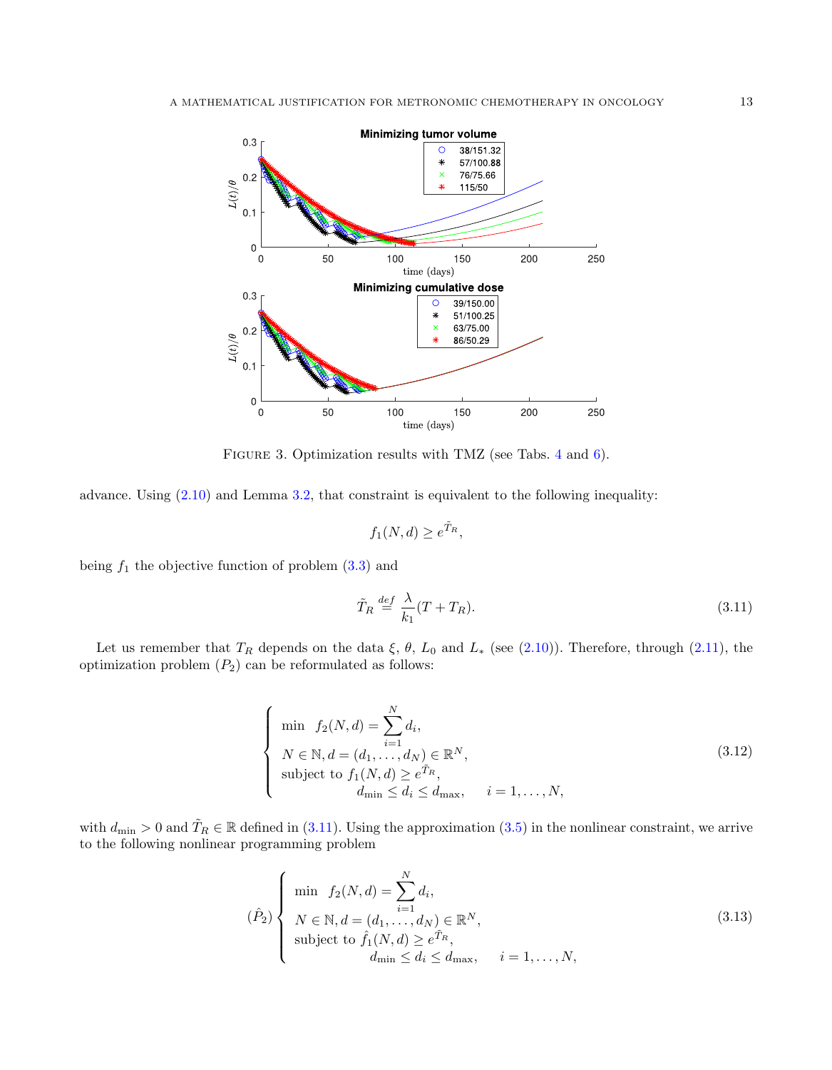FIGURE 3. Optimization results with TMZ (see Tabs. 4 and 6).

advance. Using (2.10) and Lemma 3.2, that constraint is equivalent to the following inequality:

$$f_1(N,d) \geq e^{\tilde{T}_R},$$

being $f_1$ the objective function of problem (3.3) and

$$\tilde{T}_R \stackrel{def}{=} \frac{\lambda}{k_1}(T+T_R). \tag{3.11}$$

Let us remember that $T_R$ depends on the data $\xi$, $\theta$, $L_0$ and $L_*$ (see (2.10)). Therefore, through (2.11), the optimization problem $(P_2)$ can be reformulated as follows:

$$\left\{\begin{array}{l} \min \quad f_2(N,d) = \displaystyle\sum_{i=1}^{N} d_i, \\ N \in \mathbb{N}, d = (d_1,\ldots,d_N) \in \mathbb{R}^N, \\ \text{subject to } f_1(N,d) \geq e^{\tilde{T}_R}, \\ \qquad\qquad\quad d_{\min} \leq d_i \leq d_{\max}, \qquad i = 1,\ldots,N, \end{array}\right. \tag{3.12}$$

with $d_{\min} > 0$ and $\tilde{T}_R \in \mathbb{R}$ defined in (3.11). Using the approximation (3.5) in the nonlinear constraint, we arrive to the following nonlinear programming problem

$$(\hat{P}_2)\left\{\begin{array}{l} \min \quad f_2(N,d) = \displaystyle\sum_{i=1}^{N} d_i, \\ N \in \mathbb{N}, d = (d_1,\ldots,d_N) \in \mathbb{R}^N, \\ \text{subject to } \hat{f}_1(N,d) \geq e^{\tilde{T}_R}, \\ \qquad\qquad\quad d_{\min} \leq d_i \leq d_{\max}, \qquad i = 1,\ldots,N, \end{array}\right. \tag{3.13}$$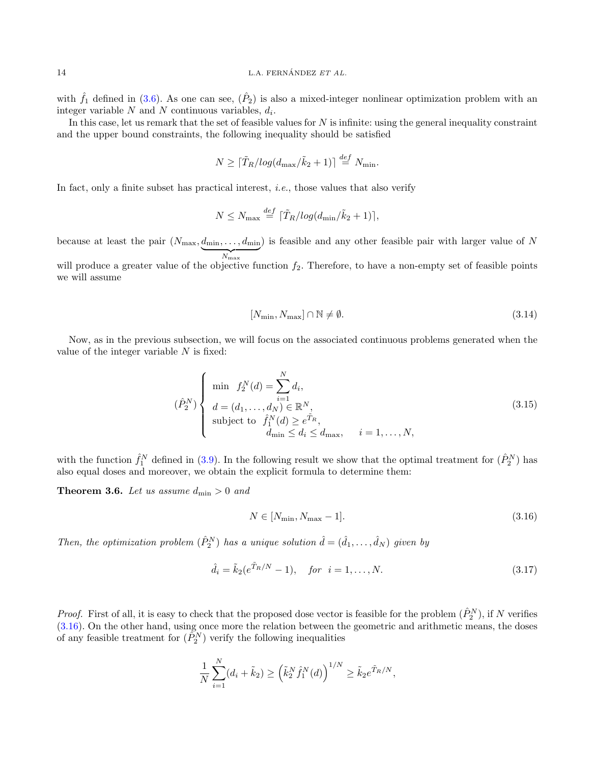with $\hat{f}_1$ defined in (3.6). As one can see, $(\hat{P}_2)$ is also a mixed-integer nonlinear optimization problem with an integer variable $N$ and $N$ continuous variables, $d_i$.

In this case, let us remark that the set of feasible values for $N$ is infinite: using the general inequality constraint and the upper bound constraints, the following inequality should be satisfied

$$N \geq \lceil \tilde{T}_R / log(d_{\max}/\tilde{k}_2 + 1) \rceil \overset{def}{=} N_{\min}.$$

In fact, only a finite subset has practical interest, *i.e.*, those values that also verify

$$N \leq N_{\max} \overset{def}{=} \lceil \tilde{T}_R / log(d_{\min}/\tilde{k}_2 + 1) \rceil,$$

because at least the pair $(N_{\max}, \underbrace{d_{\min}, \dots, d_{\min}}_{N_{\max}})$ is feasible and any other feasible pair with larger value of $N$ will produce a greater value of the objective function $f_2$. Therefore, to have a non-empty set of feasible points we will assume

$$[N_{\min}, N_{\max}] \cap \mathbb{N} \neq \emptyset. \tag{3.14}$$

Now, as in the previous subsection, we will focus on the associated continuous problems generated when the value of the integer variable $N$ is fixed:

$$(\hat{P}_2^N) \begin{cases} \min \quad f_2^N(d) = \displaystyle\sum_{i=1}^{N} d_i, \\ d = (d_1, \dots, d_N) \in \mathbb{R}^N, \\ \text{subject to} \;\; \hat{f}_1^N(d) \geq e^{\tilde{T}_R}, \\ \qquad\qquad d_{\min} \leq d_i \leq d_{\max}, \quad\; i = 1, \dots, N, \end{cases} \tag{3.15}$$

with the function $\hat{f}_1^N$ defined in (3.9). In the following result we show that the optimal treatment for $(\hat{P}_2^N)$ has also equal doses and moreover, we obtain the explicit formula to determine them:

**Theorem 3.6.** *Let us assume $d_{\min} > 0$ and*

$$N \in [N_{\min}, N_{\max} - 1]. \tag{3.16}$$

*Then, the optimization problem $(\hat{P}_2^N)$ has a unique solution $\hat{d} = (\hat{d}_1, \dots, \hat{d}_N)$ given by*

$$\hat{d}_i = \tilde{k}_2(e^{\tilde{T}_R/N} - 1), \quad \textit{for} \;\; i = 1, \dots, N. \tag{3.17}$$

*Proof.* First of all, it is easy to check that the proposed dose vector is feasible for the problem $(\hat{P}_2^N)$, if $N$ verifies (3.16). On the other hand, using once more the relation between the geometric and arithmetic means, the doses of any feasible treatment for $(\hat{P}_2^N)$ verify the following inequalities

$$\frac{1}{N}\sum_{i=1}^{N}(d_i + \tilde{k}_2) \geq \left(\tilde{k}_2^N \hat{f}_1^N(d)\right)^{1/N} \geq \tilde{k}_2 e^{\tilde{T}_R/N},$$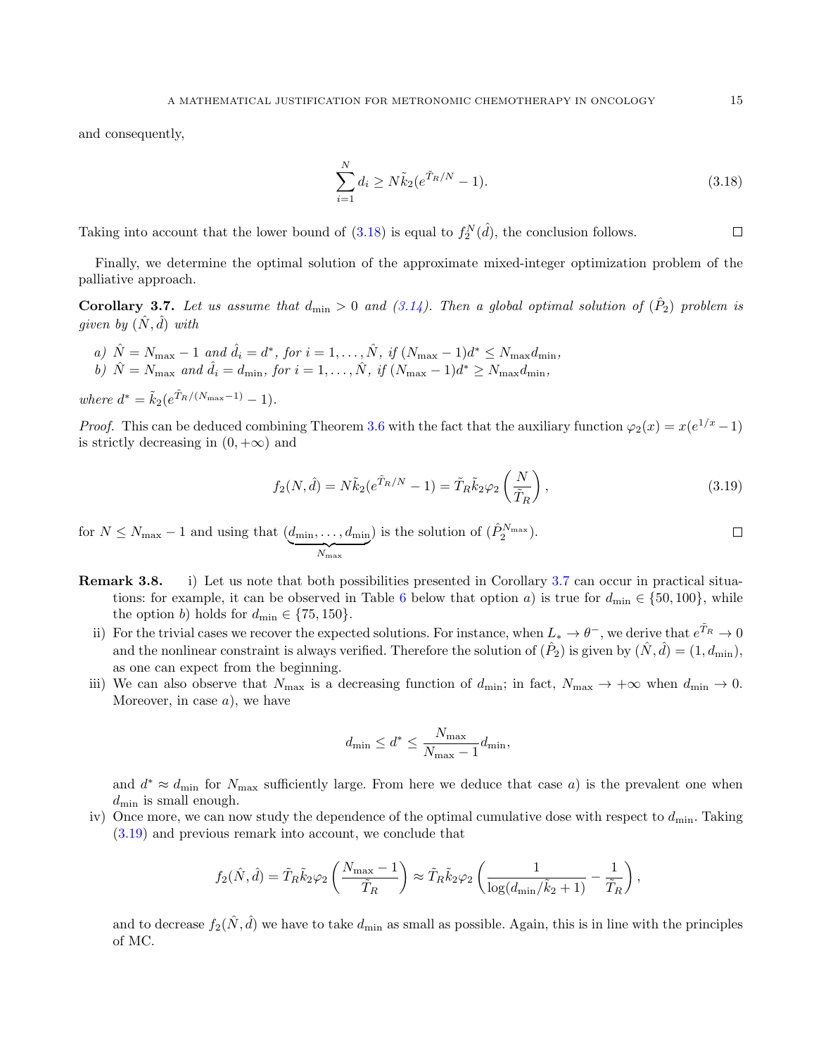and consequently,

$$\sum_{i=1}^{N} d_i \geq N\tilde{k}_2(e^{\tilde{T}_R/N} - 1). \tag{3.18}$$

Taking into account that the lower bound of (3.18) is equal to $f_2^N(\hat{d})$, the conclusion follows. $\square$

Finally, we determine the optimal solution of the approximate mixed-integer optimization problem of the palliative approach.

**Corollary 3.7.** *Let us assume that $d_{\min} > 0$ and (3.14). Then a global optimal solution of $(\hat{P}_2)$ problem is given by $(\hat{N}, \hat{d})$ with*

*a) $\hat{N} = N_{\max} - 1$ and $\hat{d}_i = d^*$, for $i = 1, \ldots, \hat{N}$, if $(N_{\max} - 1)d^* \leq N_{\max} d_{\min}$,*
*b) $\hat{N} = N_{\max}$ and $\hat{d}_i = d_{\min}$, for $i = 1, \ldots, \hat{N}$, if $(N_{\max} - 1)d^* \geq N_{\max} d_{\min}$,*

*where $d^* = \tilde{k}_2(e^{\tilde{T}_R/(N_{\max}-1)} - 1)$.*

*Proof.* This can be deduced combining Theorem 3.6 with the fact that the auxiliary function $\varphi_2(x) = x(e^{1/x} - 1)$ is strictly decreasing in $(0, +\infty)$ and

$$f_2(N, \hat{d}) = N\tilde{k}_2(e^{\tilde{T}_R/N} - 1) = \tilde{T}_R\tilde{k}_2\varphi_2\left(\frac{N}{\tilde{T}_R}\right), \tag{3.19}$$

for $N \leq N_{\max} - 1$ and using that $(\underbrace{d_{\min}, \ldots, d_{\min}}_{N_{\max}})$ is the solution of $(\hat{P}_2^{N_{\max}})$. $\square$

**Remark 3.8.**

i) Let us note that both possibilities presented in Corollary 3.7 can occur in practical situations: for example, it can be observed in Table 6 below that option *a)* is true for $d_{\min} \in \{50, 100\}$, while the option *b)* holds for $d_{\min} \in \{75, 150\}$.

ii) For the trivial cases we recover the expected solutions. For instance, when $L_* \to \theta^-$, we derive that $e^{\tilde{T}_R} \to 0$ and the nonlinear constraint is always verified. Therefore the solution of $(\hat{P}_2)$ is given by $(\hat{N}, \hat{d}) = (1, d_{\min})$, as one can expect from the beginning.

iii) We can also observe that $N_{\max}$ is a decreasing function of $d_{\min}$; in fact, $N_{\max} \to +\infty$ when $d_{\min} \to 0$. Moreover, in case *a)*, we have

$$d_{\min} \leq d^* \leq \frac{N_{\max}}{N_{\max} - 1} d_{\min},$$

and $d^* \approx d_{\min}$ for $N_{\max}$ sufficiently large. From here we deduce that case *a)* is the prevalent one when $d_{\min}$ is small enough.

iv) Once more, we can now study the dependence of the optimal cumulative dose with respect to $d_{\min}$. Taking (3.19) and previous remark into account, we conclude that

$$f_2(\hat{N}, \hat{d}) = \tilde{T}_R\tilde{k}_2\varphi_2\left(\frac{N_{\max} - 1}{\tilde{T}_R}\right) \approx \tilde{T}_R\tilde{k}_2\varphi_2\left(\frac{1}{\log(d_{\min}/\tilde{k}_2 + 1)} - \frac{1}{\tilde{T}_R}\right),$$

and to decrease $f_2(\hat{N}, \hat{d})$ we have to take $d_{\min}$ as small as possible. Again, this is in line with the principles of MC.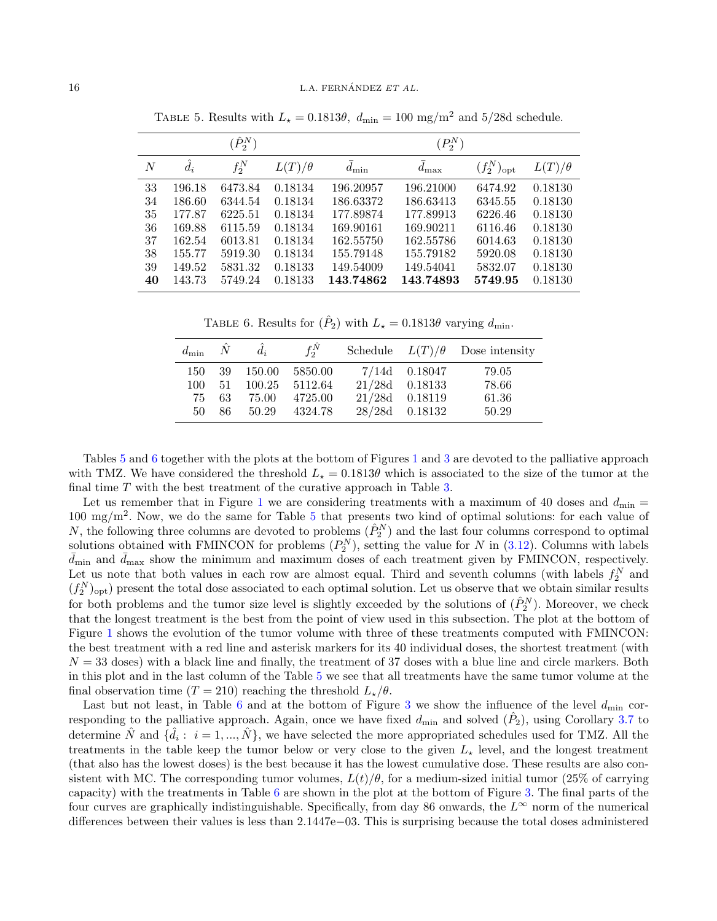Table 5. Results with $L_\star = 0.1813\theta,\ d_{\min} = 100$ mg/m$^2$ and 5/28d schedule.

| | $(\hat{P}_2^N)$ | | | $(P_2^N)$ | | | |
|---|---|---|---|---|---|---|---|
| $N$ | $\hat{d}_i$ | $f_2^N$ | $L(T)/\theta$ | $\bar{d}_{\min}$ | $\bar{d}_{\max}$ | $(f_2^N)_{\text{opt}}$ | $L(T)/\theta$ |
| 33 | 196.18 | 6473.84 | 0.18134 | 196.20957 | 196.21000 | 6474.92 | 0.18130 |
| 34 | 186.60 | 6344.54 | 0.18134 | 186.63372 | 186.63413 | 6345.55 | 0.18130 |
| 35 | 177.87 | 6225.51 | 0.18134 | 177.89874 | 177.89913 | 6226.46 | 0.18130 |
| 36 | 169.88 | 6115.59 | 0.18134 | 169.90161 | 169.90211 | 6116.46 | 0.18130 |
| 37 | 162.54 | 6013.81 | 0.18134 | 162.55750 | 162.55786 | 6014.63 | 0.18130 |
| 38 | 155.77 | 5919.30 | 0.18134 | 155.79148 | 155.79182 | 5920.08 | 0.18130 |
| 39 | 149.52 | 5831.32 | 0.18133 | 149.54009 | 149.54041 | 5832.07 | 0.18130 |
| **40** | 143.73 | 5749.24 | 0.18133 | **143.74862** | **143.74893** | **5749.95** | 0.18130 |

Table 6. Results for $(\hat{P}_2)$ with $L_\star = 0.1813\theta$ varying $d_{\min}$.

| $d_{\min}$ | $\hat{N}$ | $\hat{d}_i$ | $f_2^{\hat{N}}$ | Schedule | $L(T)/\theta$ | Dose intensity |
|---|---|---|---|---|---|---|
| 150 | 39 | 150.00 | 5850.00 | 7/14d | 0.18047 | 79.05 |
| 100 | 51 | 100.25 | 5112.64 | 21/28d | 0.18133 | 78.66 |
| 75 | 63 | 75.00 | 4725.00 | 21/28d | 0.18119 | 61.36 |
| 50 | 86 | 50.29 | 4324.78 | 28/28d | 0.18132 | 50.29 |

Tables 5 and 6 together with the plots at the bottom of Figures 1 and 3 are devoted to the palliative approach with TMZ. We have considered the threshold $L_\star = 0.1813\theta$ which is associated to the size of the tumor at the final time $T$ with the best treatment of the curative approach in Table 3.

Let us remember that in Figure 1 we are considering treatments with a maximum of 40 doses and $d_{\min} = 100$ mg/m$^2$. Now, we do the same for Table 5 that presents two kind of optimal solutions: for each value of $N$, the following three columns are devoted to problems $(\hat{P}_2^N)$ and the last four columns correspond to optimal solutions obtained with FMINCON for problems $(P_2^N)$, setting the value for $N$ in (3.12). Columns with labels $\bar{d}_{\min}$ and $\bar{d}_{\max}$ show the minimum and maximum doses of each treatment given by FMINCON, respectively. Let us note that both values in each row are almost equal. Third and seventh columns (with labels $f_2^N$ and $(f_2^N)_{\text{opt}}$) present the total dose associated to each optimal solution. Let us observe that we obtain similar results for both problems and the tumor size level is slightly exceeded by the solutions of $(\hat{P}_2^N)$. Moreover, we check that the longest treatment is the best from the point of view used in this subsection. The plot at the bottom of Figure 1 shows the evolution of the tumor volume with three of these treatments computed with FMINCON: the best treatment with a red line and asterisk markers for its 40 individual doses, the shortest treatment (with $N = 33$ doses) with a black line and finally, the treatment of 37 doses with a blue line and circle markers. Both in this plot and in the last column of the Table 5 we see that all treatments have the same tumor volume at the final observation time ($T = 210$) reaching the threshold $L_\star/\theta$.

Last but not least, in Table 6 and at the bottom of Figure 3 we show the influence of the level $d_{\min}$ corresponding to the palliative approach. Again, once we have fixed $d_{\min}$ and solved $(\hat{P}_2)$, using Corollary 3.7 to determine $\hat{N}$ and $\{\hat{d}_i :\ i = 1, ..., \hat{N}\}$, we have selected the more appropriated schedules used for TMZ. All the treatments in the table keep the tumor below or very close to the given $L_\star$ level, and the longest treatment (that also has the lowest doses) is the best because it has the lowest cumulative dose. These results are also consistent with MC. The corresponding tumor volumes, $L(t)/\theta$, for a medium-sized initial tumor (25% of carrying capacity) with the treatments in Table 6 are shown in the plot at the bottom of Figure 3. The final parts of the four curves are graphically indistinguishable. Specifically, from day 86 onwards, the $L^\infty$ norm of the numerical differences between their values is less than 2.1447e−03. This is surprising because the total doses administered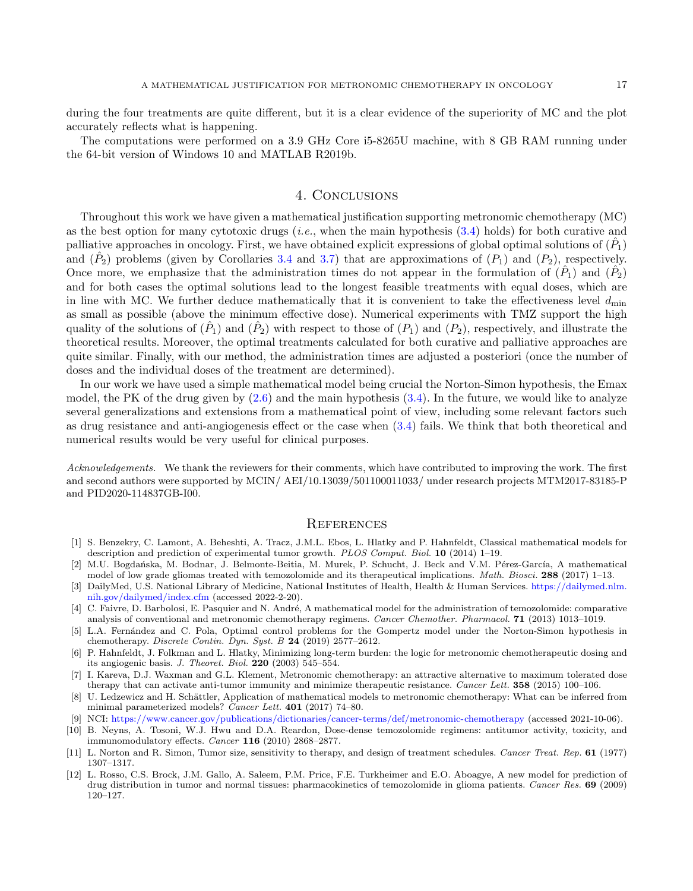during the four treatments are quite different, but it is a clear evidence of the superiority of MC and the plot accurately reflects what is happening.

The computations were performed on a 3.9 GHz Core i5-8265U machine, with 8 GB RAM running under the 64-bit version of Windows 10 and MATLAB R2019b.

## 4. Conclusions

Throughout this work we have given a mathematical justification supporting metronomic chemotherapy (MC) as the best option for many cytotoxic drugs (*i.e.*, when the main hypothesis (3.4) holds) for both curative and palliative approaches in oncology. First, we have obtained explicit expressions of global optimal solutions of $(\hat{P}_1)$ and $(\hat{P}_2)$ problems (given by Corollaries 3.4 and 3.7) that are approximations of $(P_1)$ and $(P_2)$, respectively. Once more, we emphasize that the administration times do not appear in the formulation of $(\hat{P}_1)$ and $(\hat{P}_2)$ and for both cases the optimal solutions lead to the longest feasible treatments with equal doses, which are in line with MC. We further deduce mathematically that it is convenient to take the effectiveness level $d_{\min}$ as small as possible (above the minimum effective dose). Numerical experiments with TMZ support the high quality of the solutions of $(\hat{P}_1)$ and $(\hat{P}_2)$ with respect to those of $(P_1)$ and $(P_2)$, respectively, and illustrate the theoretical results. Moreover, the optimal treatments calculated for both curative and palliative approaches are quite similar. Finally, with our method, the administration times are adjusted a posteriori (once the number of doses and the individual doses of the treatment are determined).

In our work we have used a simple mathematical model being crucial the Norton-Simon hypothesis, the Emax model, the PK of the drug given by (2.6) and the main hypothesis (3.4). In the future, we would like to analyze several generalizations and extensions from a mathematical point of view, including some relevant factors such as drug resistance and anti-angiogenesis effect or the case when (3.4) fails. We think that both theoretical and numerical results would be very useful for clinical purposes.

*Acknowledgements.* We thank the reviewers for their comments, which have contributed to improving the work. The first and second authors were supported by MCIN/ AEI/10.13039/501100011033/ under research projects MTM2017-83185-P and PID2020-114837GB-I00.

## References

[1] S. Benzekry, C. Lamont, A. Beheshti, A. Tracz, J.M.L. Ebos, L. Hlatky and P. Hahnfeldt, Classical mathematical models for description and prediction of experimental tumor growth. *PLOS Comput. Biol.* **10** (2014) 1–19.

[2] M.U. Bogdańska, M. Bodnar, J. Belmonte-Beitia, M. Murek, P. Schucht, J. Beck and V.M. Pérez-García, A mathematical model of low grade gliomas treated with temozolomide and its therapeutical implications. *Math. Biosci.* **288** (2017) 1–13.

[3] DailyMed, U.S. National Library of Medicine, National Institutes of Health, Health & Human Services. https://dailymed.nlm.nih.gov/dailymed/index.cfm (accessed 2022-2-20).

[4] C. Faivre, D. Barbolosi, E. Pasquier and N. André, A mathematical model for the administration of temozolomide: comparative analysis of conventional and metronomic chemotherapy regimens. *Cancer Chemother. Pharmacol.* **71** (2013) 1013–1019.

[5] L.A. Fernández and C. Pola, Optimal control problems for the Gompertz model under the Norton-Simon hypothesis in chemotherapy. *Discrete Contin. Dyn. Syst. B* **24** (2019) 2577–2612.

[6] P. Hahnfeldt, J. Folkman and L. Hlatky, Minimizing long-term burden: the logic for metronomic chemotherapeutic dosing and its angiogenic basis. *J. Theoret. Biol.* **220** (2003) 545–554.

[7] I. Kareva, D.J. Waxman and G.L. Klement, Metronomic chemotherapy: an attractive alternative to maximum tolerated dose therapy that can activate anti-tumor immunity and minimize therapeutic resistance. *Cancer Lett.* **358** (2015) 100–106.

[8] U. Ledzewicz and H. Schättler, Application of mathematical models to metronomic chemotherapy: What can be inferred from minimal parameterized models? *Cancer Lett.* **401** (2017) 74–80.

[9] NCI: https://www.cancer.gov/publications/dictionaries/cancer-terms/def/metronomic-chemotherapy (accessed 2021-10-06).

[10] B. Neyns, A. Tosoni, W.J. Hwu and D.A. Reardon, Dose-dense temozolomide regimens: antitumor activity, toxicity, and immunomodulatory effects. *Cancer* **116** (2010) 2868–2877.

[11] L. Norton and R. Simon, Tumor size, sensitivity to therapy, and design of treatment schedules. *Cancer Treat. Rep.* **61** (1977) 1307–1317.

[12] L. Rosso, C.S. Brock, J.M. Gallo, A. Saleem, P.M. Price, F.E. Turkheimer and E.O. Aboagye, A new model for prediction of drug distribution in tumor and normal tissues: pharmacokinetics of temozolomide in glioma patients. *Cancer Res.* **69** (2009) 120–127.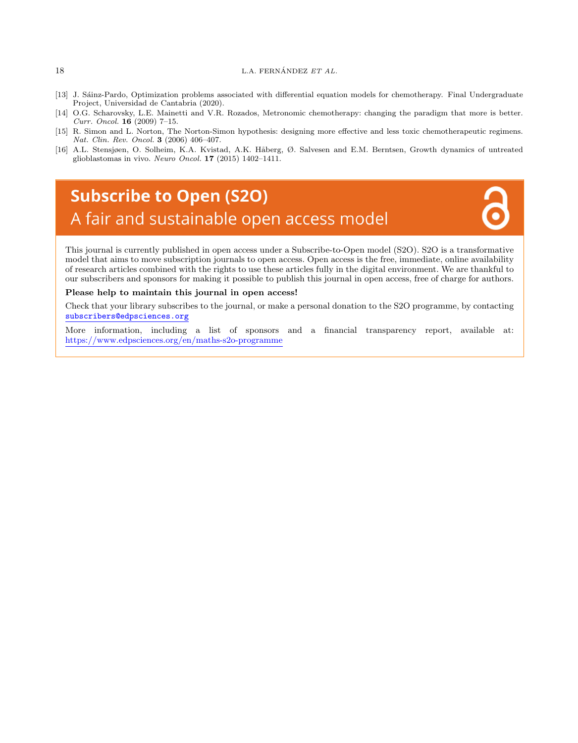[13] J. Sáinz-Pardo, Optimization problems associated with differential equation models for chemotherapy. Final Undergraduate Project, Universidad de Cantabria (2020).

[14] O.G. Scharovsky, L.E. Mainetti and V.R. Rozados, Metronomic chemotherapy: changing the paradigm that more is better. *Curr. Oncol.* **16** (2009) 7–15.

[15] R. Simon and L. Norton, The Norton-Simon hypothesis: designing more effective and less toxic chemotherapeutic regimens. *Nat. Clin. Rev. Oncol.* **3** (2006) 406–407.

[16] A.L. Stensjøen, O. Solheim, K.A. Kvistad, A.K. Håberg, Ø. Salvesen and E.M. Berntsen, Growth dynamics of untreated glioblastomas in vivo. *Neuro Oncol.* **17** (2015) 1402–1411.

## Subscribe to Open (S2O)

A fair and sustainable open access model

This journal is currently published in open access under a Subscribe-to-Open model (S2O). S2O is a transformative model that aims to move subscription journals to open access. Open access is the free, immediate, online availability of research articles combined with the rights to use these articles fully in the digital environment. We are thankful to our subscribers and sponsors for making it possible to publish this journal in open access, free of charge for authors.

**Please help to maintain this journal in open access!**

Check that your library subscribes to the journal, or make a personal donation to the S2O programme, by contacting subscribers@edpsciences.org

More information, including a list of sponsors and a financial transparency report, available at: https://www.edpsciences.org/en/maths-s2o-programme